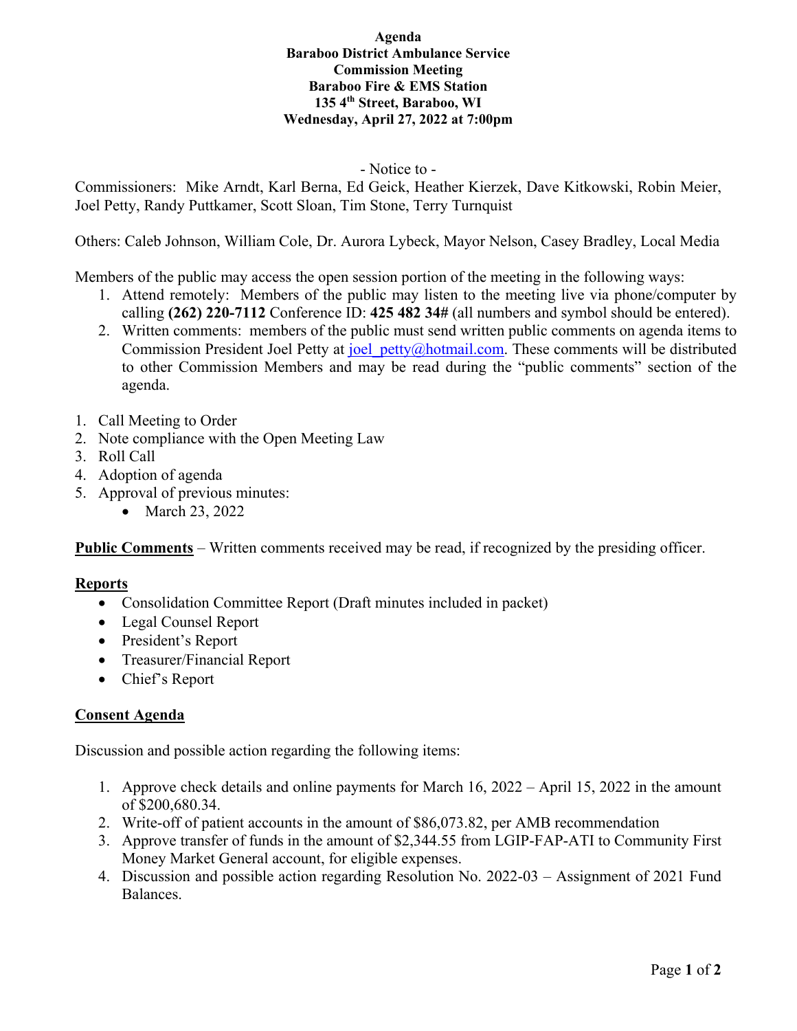**Agenda**
**Baraboo District Ambulance Service**
**Commission Meeting**
**Baraboo Fire & EMS Station**
**135 4th Street, Baraboo, WI**
**Wednesday, April 27, 2022 at 7:00pm**

\- Notice to -

Commissioners: Mike Arndt, Karl Berna, Ed Geick, Heather Kierzek, Dave Kitkowski, Robin Meier, Joel Petty, Randy Puttkamer, Scott Sloan, Tim Stone, Terry Turnquist

Others: Caleb Johnson, William Cole, Dr. Aurora Lybeck, Mayor Nelson, Casey Bradley, Local Media

Members of the public may access the open session portion of the meeting in the following ways:

1. Attend remotely: Members of the public may listen to the meeting live via phone/computer by calling **(262) 220-7112** Conference ID: **425 482 34#** (all numbers and symbol should be entered).
2. Written comments: members of the public must send written public comments on agenda items to Commission President Joel Petty at joel_petty@hotmail.com. These comments will be distributed to other Commission Members and may be read during the "public comments" section of the agenda.

1. Call Meeting to Order
2. Note compliance with the Open Meeting Law
3. Roll Call
4. Adoption of agenda
5. Approval of previous minutes:
   - March 23, 2022

**Public Comments** – Written comments received may be read, if recognized by the presiding officer.

**Reports**

- Consolidation Committee Report (Draft minutes included in packet)
- Legal Counsel Report
- President's Report
- Treasurer/Financial Report
- Chief's Report

**Consent Agenda**

Discussion and possible action regarding the following items:

1. Approve check details and online payments for March 16, 2022 – April 15, 2022 in the amount of $200,680.34.
2. Write-off of patient accounts in the amount of $86,073.82, per AMB recommendation
3. Approve transfer of funds in the amount of $2,344.55 from LGIP-FAP-ATI to Community First Money Market General account, for eligible expenses.
4. Discussion and possible action regarding Resolution No. 2022-03 – Assignment of 2021 Fund Balances.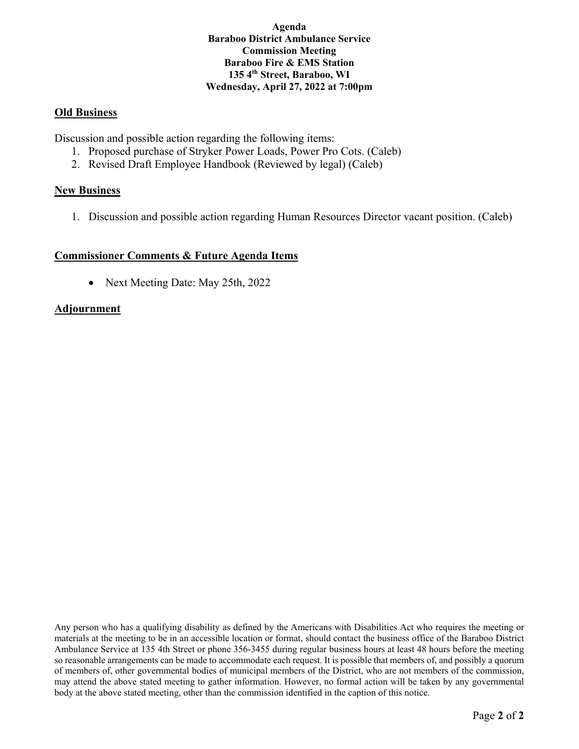**Agenda**
**Baraboo District Ambulance Service**
**Commission Meeting**
**Baraboo Fire & EMS Station**
**135 4th Street, Baraboo, WI**
**Wednesday, April 27, 2022 at 7:00pm**

## Old Business

Discussion and possible action regarding the following items:

1. Proposed purchase of Stryker Power Loads, Power Pro Cots. (Caleb)
2. Revised Draft Employee Handbook (Reviewed by legal) (Caleb)

## New Business

1. Discussion and possible action regarding Human Resources Director vacant position. (Caleb)

## Commissioner Comments & Future Agenda Items

- Next Meeting Date: May 25th, 2022

## Adjournment

Any person who has a qualifying disability as defined by the Americans with Disabilities Act who requires the meeting or materials at the meeting to be in an accessible location or format, should contact the business office of the Baraboo District Ambulance Service at 135 4th Street or phone 356-3455 during regular business hours at least 48 hours before the meeting so reasonable arrangements can be made to accommodate each request. It is possible that members of, and possibly a quorum of members of, other governmental bodies of municipal members of the District, who are not members of the commission, may attend the above stated meeting to gather information. However, no formal action will be taken by any governmental body at the above stated meeting, other than the commission identified in the caption of this notice.